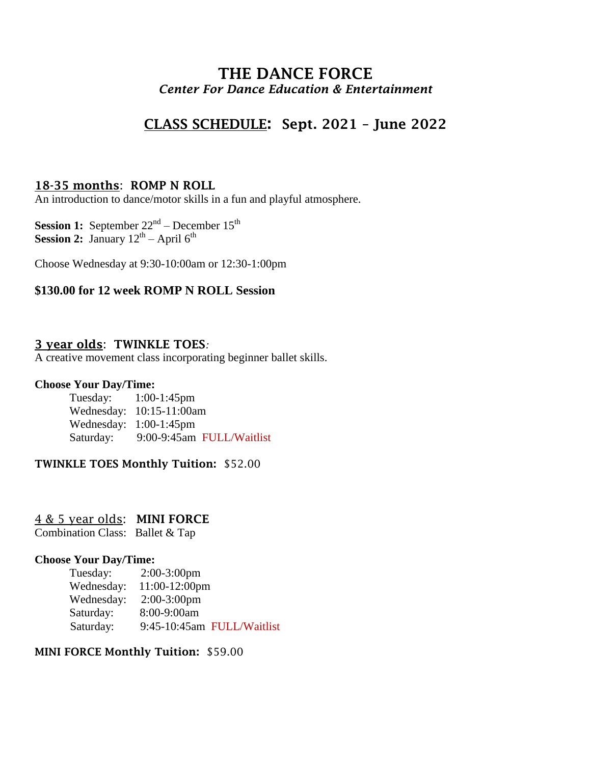# THE DANCE FORCE

***Center For Dance Education & Entertainment***

## CLASS SCHEDULE: Sept. 2021 – June 2022

### 18-35 months: ROMP N ROLL

An introduction to dance/motor skills in a fun and playful atmosphere.

**Session 1:** September 22nd – December 15th
**Session 2:** January 12th – April 6th

Choose Wednesday at 9:30-10:00am or 12:30-1:00pm

**$130.00 for 12 week ROMP N ROLL Session**

### 3 year olds: TWINKLE TOES*:*

A creative movement class incorporating beginner ballet skills.

**Choose Your Day/Time:**

Tuesday: 1:00-1:45pm
Wednesday: 10:15-11:00am
Wednesday: 1:00-1:45pm
Saturday: 9:00-9:45am FULL/Waitlist

**TWINKLE TOES Monthly Tuition:** $52.00

### 4 & 5 year olds: MINI FORCE

Combination Class: Ballet & Tap

**Choose Your Day/Time:**

Tuesday: 2:00-3:00pm
Wednesday: 11:00-12:00pm
Wednesday: 2:00-3:00pm
Saturday: 8:00-9:00am
Saturday: 9:45-10:45am FULL/Waitlist

**MINI FORCE Monthly Tuition:** $59.00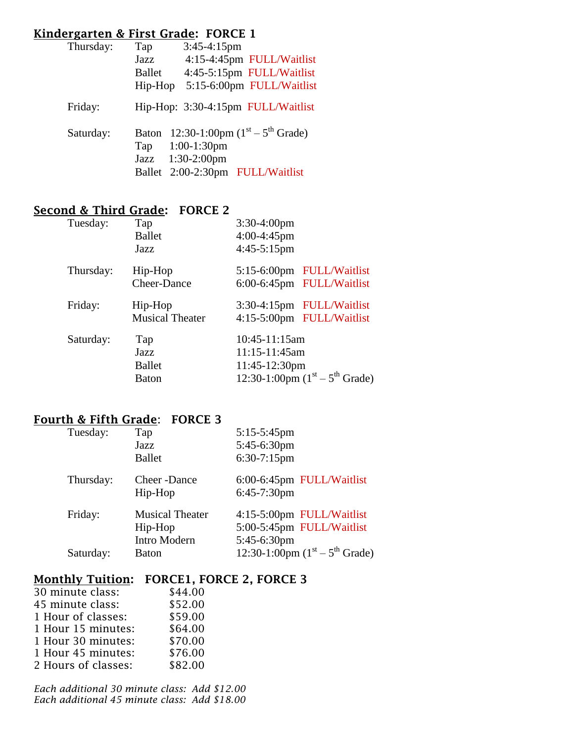## Kindergarten & First Grade: FORCE 1

| | | | |
|---|---|---|---|
| Thursday: | Tap | 3:45-4:15pm | |
| | Jazz | 4:15-4:45pm | FULL/Waitlist |
| | Ballet | 4:45-5:15pm | FULL/Waitlist |
| | Hip-Hop | 5:15-6:00pm | FULL/Waitlist |
| Friday: | Hip-Hop: | 3:30-4:15pm | FULL/Waitlist |
| Saturday: | Baton | 12:30-1:00pm (1st – 5th Grade) | |
| | Tap | 1:00-1:30pm | |
| | Jazz | 1:30-2:00pm | |
| | Ballet | 2:00-2:30pm | FULL/Waitlist |

## Second & Third Grade: FORCE 2

| | | | |
|---|---|---|---|
| Tuesday: | Tap | 3:30-4:00pm | |
| | Ballet | 4:00-4:45pm | |
| | Jazz | 4:45-5:15pm | |
| Thursday: | Hip-Hop | 5:15-6:00pm | FULL/Waitlist |
| | Cheer-Dance | 6:00-6:45pm | FULL/Waitlist |
| Friday: | Hip-Hop | 3:30-4:15pm | FULL/Waitlist |
| | Musical Theater | 4:15-5:00pm | FULL/Waitlist |
| Saturday: | Tap | 10:45-11:15am | |
| | Jazz | 11:15-11:45am | |
| | Ballet | 11:45-12:30pm | |
| | Baton | 12:30-1:00pm (1st – 5th Grade) | |

## Fourth & Fifth Grade: FORCE 3

| | | | |
|---|---|---|---|
| Tuesday: | Tap | 5:15-5:45pm | |
| | Jazz | 5:45-6:30pm | |
| | Ballet | 6:30-7:15pm | |
| Thursday: | Cheer -Dance | 6:00-6:45pm | FULL/Waitlist |
| | Hip-Hop | 6:45-7:30pm | |
| Friday: | Musical Theater | 4:15-5:00pm | FULL/Waitlist |
| | Hip-Hop | 5:00-5:45pm | FULL/Waitlist |
| | Intro Modern | 5:45-6:30pm | |
| Saturday: | Baton | 12:30-1:00pm (1st – 5th Grade) | |

## Monthly Tuition: FORCE1, FORCE 2, FORCE 3

| | |
|---|---|
| 30 minute class: | $44.00 |
| 45 minute class: | $52.00 |
| 1 Hour of classes: | $59.00 |
| 1 Hour 15 minutes: | $64.00 |
| 1 Hour 30 minutes: | $70.00 |
| 1 Hour 45 minutes: | $76.00 |
| 2 Hours of classes: | $82.00 |

*Each additional 30 minute class: Add $12.00*
*Each additional 45 minute class: Add $18.00*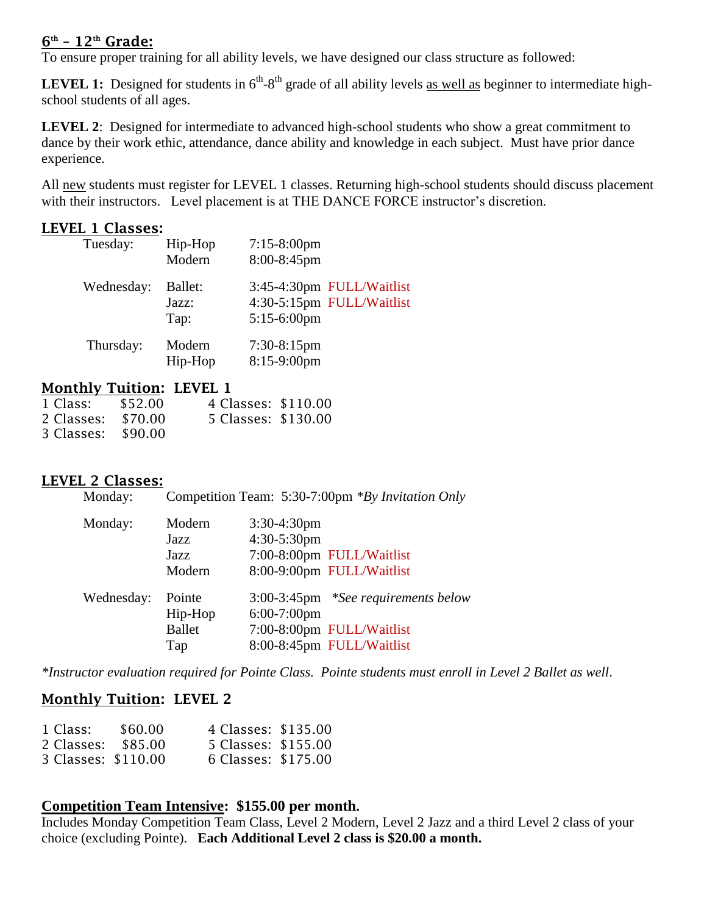## $6^{th}$ – $12^{th}$ Grade:

To ensure proper training for all ability levels, we have designed our class structure as followed:

**LEVEL 1:** Designed for students in $6^{th}$-$8^{th}$ grade of all ability levels as well as beginner to intermediate high-school students of all ages.

**LEVEL 2**: Designed for intermediate to advanced high-school students who show a great commitment to dance by their work ethic, attendance, dance ability and knowledge in each subject. Must have prior dance experience.

All new students must register for LEVEL 1 classes. Returning high-school students should discuss placement with their instructors. Level placement is at THE DANCE FORCE instructor's discretion.

### LEVEL 1 Classes:

| | | | |
|---|---|---|---|
| Tuesday: | Hip-Hop | 7:15-8:00pm | |
| | Modern | 8:00-8:45pm | |
| Wednesday: | Ballet: | 3:45-4:30pm | FULL/Waitlist |
| | Jazz: | 4:30-5:15pm | FULL/Waitlist |
| | Tap: | 5:15-6:00pm | |
| Thursday: | Modern | 7:30-8:15pm | |
| | Hip-Hop | 8:15-9:00pm | |

### Monthly Tuition: LEVEL 1

| | | | |
|---|---|---|---|
| 1 Class: | $52.00 | 4 Classes: | $110.00 |
| 2 Classes: | $70.00 | 5 Classes: | $130.00 |
| 3 Classes: | $90.00 | | |

### LEVEL 2 Classes:

Monday: Competition Team: 5:30-7:00pm *\*By Invitation Only*

| | | | |
|---|---|---|---|
| Monday: | Modern | 3:30-4:30pm | |
| | Jazz | 4:30-5:30pm | |
| | Jazz | 7:00-8:00pm | FULL/Waitlist |
| | Modern | 8:00-9:00pm | FULL/Waitlist |
| Wednesday: | Pointe | 3:00-3:45pm | *\*See requirements below* |
| | Hip-Hop | 6:00-7:00pm | |
| | Ballet | 7:00-8:00pm | FULL/Waitlist |
| | Tap | 8:00-8:45pm | FULL/Waitlist |

*\*Instructor evaluation required for Pointe Class. Pointe students must enroll in Level 2 Ballet as well.*

### Monthly Tuition: LEVEL 2

| | | | |
|---|---|---|---|
| 1 Class: | $60.00 | 4 Classes: | $135.00 |
| 2 Classes: | $85.00 | 5 Classes: | $155.00 |
| 3 Classes: | $110.00 | 6 Classes: | $175.00 |

**Competition Team Intensive: $155.00 per month.**

Includes Monday Competition Team Class, Level 2 Modern, Level 2 Jazz and a third Level 2 class of your choice (excluding Pointe). **Each Additional Level 2 class is $20.00 a month.**